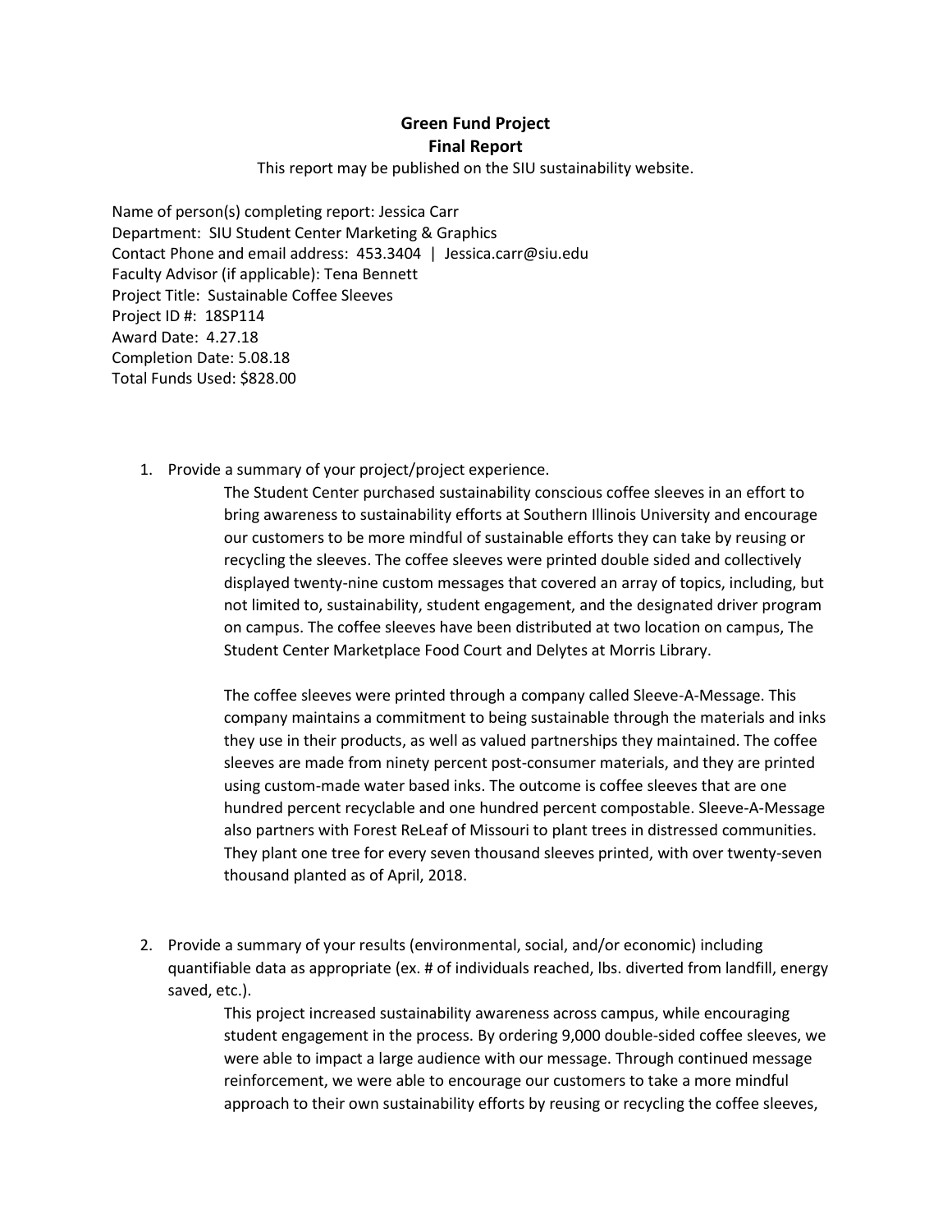# Green Fund Project
## Final Report

This report may be published on the SIU sustainability website.

Name of person(s) completing report: Jessica Carr
Department: SIU Student Center Marketing & Graphics
Contact Phone and email address: 453.3404 | Jessica.carr@siu.edu
Faculty Advisor (if applicable): Tena Bennett
Project Title: Sustainable Coffee Sleeves
Project ID #: 18SP114
Award Date: 4.27.18
Completion Date: 5.08.18
Total Funds Used: $828.00

1. Provide a summary of your project/project experience.

   The Student Center purchased sustainability conscious coffee sleeves in an effort to bring awareness to sustainability efforts at Southern Illinois University and encourage our customers to be more mindful of sustainable efforts they can take by reusing or recycling the sleeves. The coffee sleeves were printed double sided and collectively displayed twenty-nine custom messages that covered an array of topics, including, but not limited to, sustainability, student engagement, and the designated driver program on campus. The coffee sleeves have been distributed at two location on campus, The Student Center Marketplace Food Court and Delytes at Morris Library.

   The coffee sleeves were printed through a company called Sleeve-A-Message. This company maintains a commitment to being sustainable through the materials and inks they use in their products, as well as valued partnerships they maintained. The coffee sleeves are made from ninety percent post-consumer materials, and they are printed using custom-made water based inks. The outcome is coffee sleeves that are one hundred percent recyclable and one hundred percent compostable. Sleeve-A-Message also partners with Forest ReLeaf of Missouri to plant trees in distressed communities. They plant one tree for every seven thousand sleeves printed, with over twenty-seven thousand planted as of April, 2018.

2. Provide a summary of your results (environmental, social, and/or economic) including quantifiable data as appropriate (ex. # of individuals reached, lbs. diverted from landfill, energy saved, etc.).

   This project increased sustainability awareness across campus, while encouraging student engagement in the process. By ordering 9,000 double-sided coffee sleeves, we were able to impact a large audience with our message. Through continued message reinforcement, we were able to encourage our customers to take a more mindful approach to their own sustainability efforts by reusing or recycling the coffee sleeves,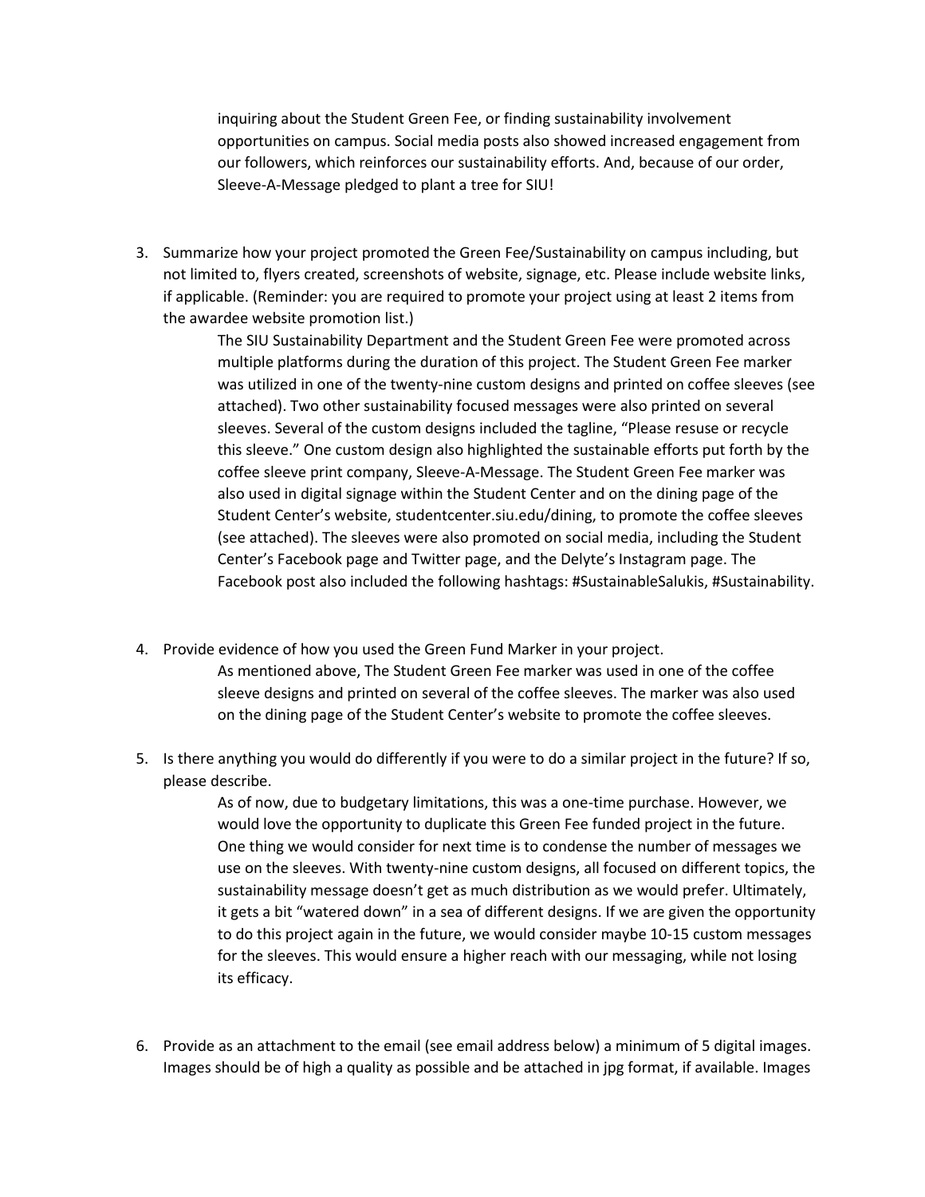inquiring about the Student Green Fee, or finding sustainability involvement opportunities on campus. Social media posts also showed increased engagement from our followers, which reinforces our sustainability efforts. And, because of our order, Sleeve-A-Message pledged to plant a tree for SIU!

3. Summarize how your project promoted the Green Fee/Sustainability on campus including, but not limited to, flyers created, screenshots of website, signage, etc. Please include website links, if applicable. (Reminder: you are required to promote your project using at least 2 items from the awardee website promotion list.)

   The SIU Sustainability Department and the Student Green Fee were promoted across multiple platforms during the duration of this project. The Student Green Fee marker was utilized in one of the twenty-nine custom designs and printed on coffee sleeves (see attached). Two other sustainability focused messages were also printed on several sleeves. Several of the custom designs included the tagline, "Please resuse or recycle this sleeve." One custom design also highlighted the sustainable efforts put forth by the coffee sleeve print company, Sleeve-A-Message. The Student Green Fee marker was also used in digital signage within the Student Center and on the dining page of the Student Center's website, studentcenter.siu.edu/dining, to promote the coffee sleeves (see attached). The sleeves were also promoted on social media, including the Student Center's Facebook page and Twitter page, and the Delyte's Instagram page. The Facebook post also included the following hashtags: #SustainableSalukis, #Sustainability.

4. Provide evidence of how you used the Green Fund Marker in your project.

   As mentioned above, The Student Green Fee marker was used in one of the coffee sleeve designs and printed on several of the coffee sleeves. The marker was also used on the dining page of the Student Center's website to promote the coffee sleeves.

5. Is there anything you would do differently if you were to do a similar project in the future? If so, please describe.

   As of now, due to budgetary limitations, this was a one-time purchase. However, we would love the opportunity to duplicate this Green Fee funded project in the future. One thing we would consider for next time is to condense the number of messages we use on the sleeves. With twenty-nine custom designs, all focused on different topics, the sustainability message doesn't get as much distribution as we would prefer. Ultimately, it gets a bit "watered down" in a sea of different designs. If we are given the opportunity to do this project again in the future, we would consider maybe 10-15 custom messages for the sleeves. This would ensure a higher reach with our messaging, while not losing its efficacy.

6. Provide as an attachment to the email (see email address below) a minimum of 5 digital images. Images should be of high a quality as possible and be attached in jpg format, if available. Images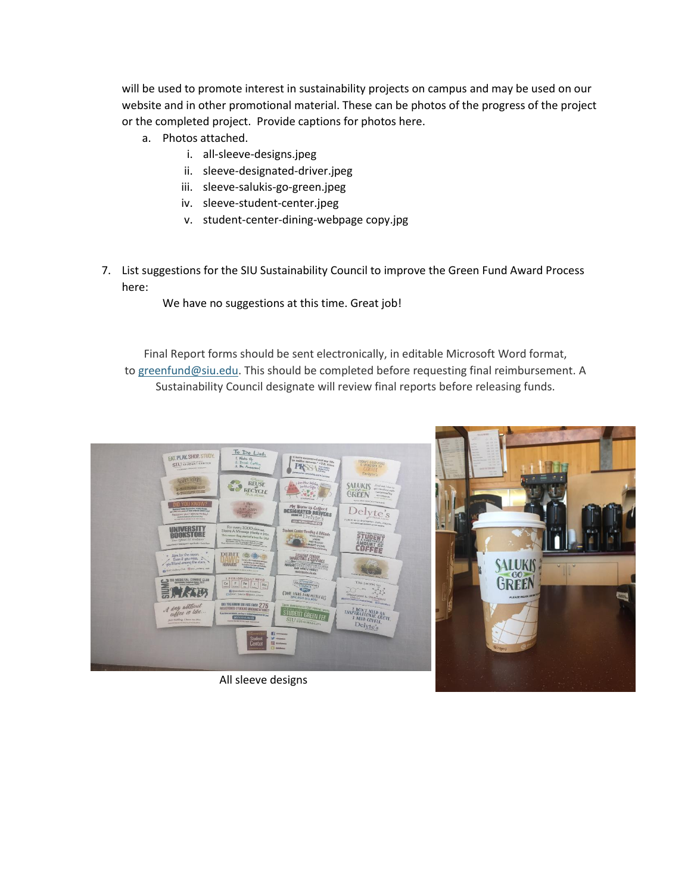will be used to promote interest in sustainability projects on campus and may be used on our website and in other promotional material. These can be photos of the progress of the project or the completed project. Provide captions for photos here.

a. Photos attached.
   i. all-sleeve-designs.jpeg
   ii. sleeve-designated-driver.jpeg
   iii. sleeve-salukis-go-green.jpeg
   iv. sleeve-student-center.jpeg
   v. student-center-dining-webpage copy.jpg

7. List suggestions for the SIU Sustainability Council to improve the Green Fund Award Process here:

   We have no suggestions at this time. Great job!

Final Report forms should be sent electronically, in editable Microsoft Word format, to greenfund@siu.edu. This should be completed before requesting final reimbursement. A Sustainability Council designate will review final reports before releasing funds.

All sleeve designs